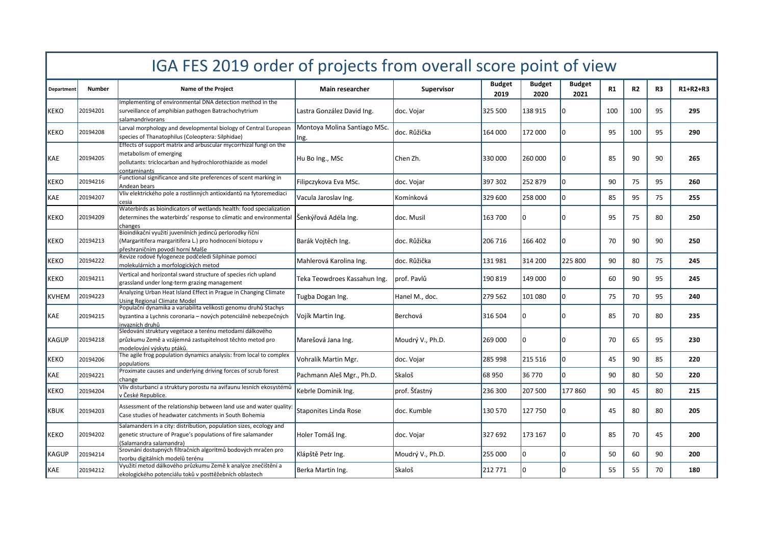# IGA FES 2019 order of projects from overall score point of view

| Department | Number | Name of the Project | Main researcher | Supervisor | Budget 2019 | Budget 2020 | Budget 2021 | R1 | R2 | R3 | R1+R2+R3 |
|---|---|---|---|---|---|---|---|---|---|---|---|
| KEKO | 20194201 | Implementing of environmental DNA detection method in the surveillance of amphibian pathogen Batrachochytrium salamandrivorans | Lastra González David Ing. | doc. Vojar | 325 500 | 138 915 | 0 | 100 | 100 | 95 | **295** |
| KEKO | 20194208 | Larval morphology and developmental biology of Central European species of Thanatophilus (Coleoptera: Silphidae) | Montoya Molina Santiago MSc. Ing. | doc. Růžička | 164 000 | 172 000 | 0 | 95 | 100 | 95 | **290** |
| KAE | 20194205 | Effects of support matrix and arbuscular mycorrhizal fungi on the metabolism of emerging pollutants: triclocarban and hydrochlorothiazide as model contaminants | Hu Bo Ing., MSc | Chen Zh. | 330 000 | 260 000 | 0 | 85 | 90 | 90 | **265** |
| KEKO | 20194216 | Functional significance and site preferences of scent marking in Andean bears | Filipczykova Eva MSc. | doc. Vojar | 397 302 | 252 879 | 0 | 90 | 75 | 95 | **260** |
| KAE | 20194207 | Vliv elektrického pole a rostlinných antioxidantů na fytoremediaci cesia | Vacula Jaroslav Ing. | Komínková | 329 600 | 258 000 | 0 | 85 | 95 | 75 | **255** |
| KEKO | 20194209 | Waterbirds as bioindicators of wetlands health: food specialization determines the waterbirds' response to climatic and environmental changes | Šenkýřová Adéla Ing. | doc. Musil | 163 700 | 0 | 0 | 95 | 75 | 80 | **250** |
| KEKO | 20194213 | Bioindikační využití juvenilních jedinců perlorodky říční (Margaritifera margaritifera L.) pro hodnocení biotopu v přeshraničním povodí horní Malše | Barák Vojtěch Ing. | doc. Růžička | 206 716 | 166 402 | 0 | 70 | 90 | 90 | **250** |
| KEKO | 20194222 | Revize rodové fylogeneze podčeledi Silphinae pomocí molekulárních a morfologických metod | Mahlerová Karolina Ing. | doc. Růžička | 131 981 | 314 200 | 225 800 | 90 | 80 | 75 | **245** |
| KEKO | 20194211 | Vertical and horizontal sward structure of species rich upland grassland under long-term grazing management | Teka Teowdroes Kassahun Ing. | prof. Pavlů | 190 819 | 149 000 | 0 | 60 | 90 | 95 | **245** |
| KVHEM | 20194223 | Analyzing Urban Heat Island Effect in Prague in Changing Climate Using Regional Climate Model | Tugba Dogan Ing. | Hanel M., doc. | 279 562 | 101 080 | 0 | 75 | 70 | 95 | **240** |
| KAE | 20194215 | Populační dynamika a variabilita velikosti genomu druhů Stachys byzantina a Lychnis coronaria – nových potenciálně nebezpečných invazních druhů | Vojík Martin Ing. | Berchová | 316 504 | 0 | 0 | 85 | 70 | 80 | **235** |
| KAGUP | 20194218 | Sledování struktury vegetace a terénu metodami dálkového průzkumu Země a vzájemná zastupitelnost těchto metod pro modelování výskytu ptáků. | Marešová Jana Ing. | Moudrý V., Ph.D. | 269 000 | 0 | 0 | 70 | 65 | 95 | **230** |
| KEKO | 20194206 | The agile frog population dynamics analysis: from local to complex populations | Vohralík Martin Mgr. | doc. Vojar | 285 998 | 215 516 | 0 | 45 | 90 | 85 | **220** |
| KAE | 20194221 | Proximate causes and underlying driving forces of scrub forest change | Pachmann Aleš Mgr., Ph.D. | Skaloš | 68 950 | 36 770 | 0 | 90 | 80 | 50 | **220** |
| KEKO | 20194204 | Vliv disturbancí a struktury porostu na avifaunu lesních ekosystémů v České Republice. | Kebrle Dominik Ing. | prof. Šťastný | 236 300 | 207 500 | 177 860 | 90 | 45 | 80 | **215** |
| KBUK | 20194203 | Assessment of the relationship between land use and water quality: Case studies of headwater catchments in South Bohemia | Staponites Linda Rose | doc. Kumble | 130 570 | 127 750 | 0 | 45 | 80 | 80 | **205** |
| KEKO | 20194202 | Salamanders in a city: distribution, population sizes, ecology and genetic structure of Prague's populations of fire salamander (Salamandra salamandra) | Holer Tomáš Ing. | doc. Vojar | 327 692 | 173 167 | 0 | 85 | 70 | 45 | **200** |
| KAGUP | 20194214 | Srovnání dostupných filtračních algoritmů bodových mračen pro tvorbu digitálních modelů terénu | Klápště Petr Ing. | Moudrý V., Ph.D. | 255 000 | 0 | 0 | 50 | 60 | 90 | **200** |
| KAE | 20194212 | Využití metod dálkového průzkumu Země k analýze znečištění a ekologického potenciálu toků v posttěžebních oblastech | Berka Martin Ing. | Skaloš | 212 771 | 0 | 0 | 55 | 55 | 70 | **180** |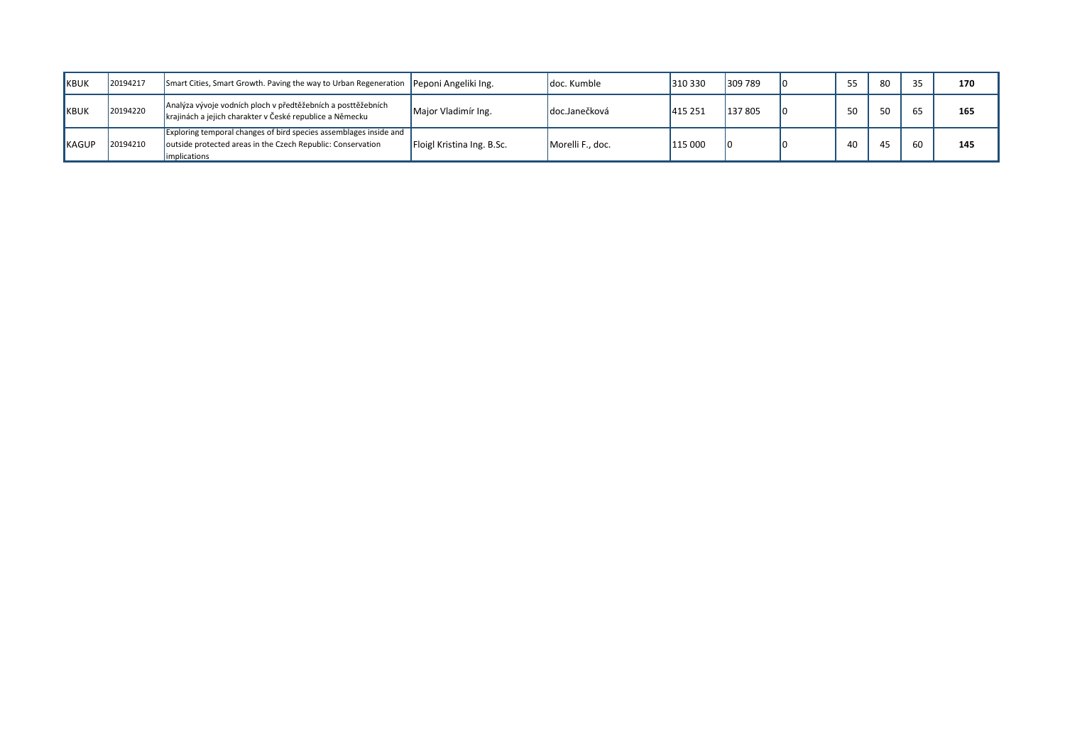| | | | | | | | | | | | |
|---|---|---|---|---|---|---|---|---|---|---|---|
| KBUK | 20194217 | Smart Cities, Smart Growth. Paving the way to Urban Regeneration | Peponi Angeliki Ing. | doc. Kumble | 310 330 | 309 789 | 0 | 55 | 80 | 35 | **170** |
| KBUK | 20194220 | Analýza vývoje vodních ploch v předtěžebních a posttěžebních krajinách a jejich charakter v České republice a Německu | Major Vladimír Ing. | doc.Janečková | 415 251 | 137 805 | 0 | 50 | 50 | 65 | **165** |
| KAGUP | 20194210 | Exploring temporal changes of bird species assemblages inside and outside protected areas in the Czech Republic: Conservation implications | Floigl Kristina Ing. B.Sc. | Morelli F., doc. | 115 000 | 0 | 0 | 40 | 45 | 60 | **145** |